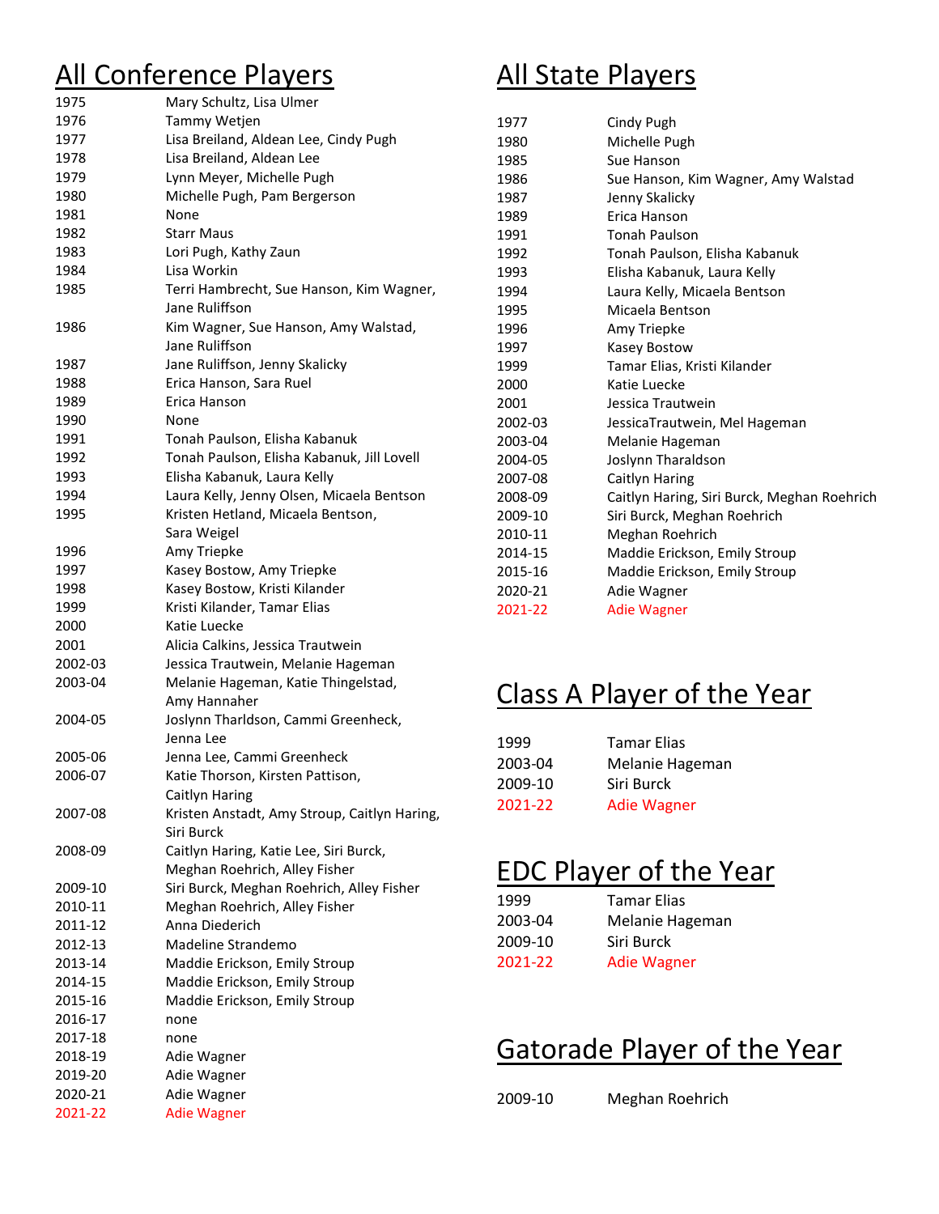## All Conference Players

| Year | Players |
|---|---|
| 1975 | Mary Schultz, Lisa Ulmer |
| 1976 | Tammy Wetjen |
| 1977 | Lisa Breiland, Aldean Lee, Cindy Pugh |
| 1978 | Lisa Breiland, Aldean Lee |
| 1979 | Lynn Meyer, Michelle Pugh |
| 1980 | Michelle Pugh, Pam Bergerson |
| 1981 | None |
| 1982 | Starr Maus |
| 1983 | Lori Pugh, Kathy Zaun |
| 1984 | Lisa Workin |
| 1985 | Terri Hambrecht, Sue Hanson, Kim Wagner, Jane Ruliffson |
| 1986 | Kim Wagner, Sue Hanson, Amy Walstad, Jane Ruliffson |
| 1987 | Jane Rulifson, Jenny Skalicky |
| 1988 | Erica Hanson, Sara Ruel |
| 1989 | Erica Hanson |
| 1990 | None |
| 1991 | Tonah Paulson, Elisha Kabanuk |
| 1992 | Tonah Paulson, Elisha Kabanuk, Jill Lovell |
| 1993 | Elisha Kabanuk, Laura Kelly |
| 1994 | Laura Kelly, Jenny Olsen, Micaela Bentson |
| 1995 | Kristen Hetland, Micaela Bentson, Sara Weigel |
| 1996 | Amy Triepke |
| 1997 | Kasey Bostow, Amy Triepke |
| 1998 | Kasey Bostow, Kristi Kilander |
| 1999 | Kristi Kilander, Tamar Elias |
| 2000 | Katie Luecke |
| 2001 | Alicia Calkins, Jessica Trautwein |
| 2002-03 | Jessica Trautwein, Melanie Hageman |
| 2003-04 | Melanie Hageman, Katie Thingelstad, Amy Hannaher |
| 2004-05 | Joslynn Tharldson, Cammi Greenheck, Jenna Lee |
| 2005-06 | Jenna Lee, Cammi Greenheck |
| 2006-07 | Katie Thorson, Kirsten Pattison, Caitlyn Haring |
| 2007-08 | Kristen Anstadt, Amy Stroup, Caitlyn Haring, Siri Burck |
| 2008-09 | Caitlyn Haring, Katie Lee, Siri Burck, Meghan Roehrich, Alley Fisher |
| 2009-10 | Siri Burck, Meghan Roehrich, Alley Fisher |
| 2010-11 | Meghan Roehrich, Alley Fisher |
| 2011-12 | Anna Diederich |
| 2012-13 | Madeline Strandemo |
| 2013-14 | Maddie Erickson, Emily Stroup |
| 2014-15 | Maddie Erickson, Emily Stroup |
| 2015-16 | Maddie Erickson, Emily Stroup |
| 2016-17 | none |
| 2017-18 | none |
| 2018-19 | Adie Wagner |
| 2019-20 | Adie Wagner |
| 2020-21 | Adie Wagner |
| 2021-22 | Adie Wagner |

## All State Players

| Year | Players |
|---|---|
| 1977 | Cindy Pugh |
| 1980 | Michelle Pugh |
| 1985 | Sue Hanson |
| 1986 | Sue Hanson, Kim Wagner, Amy Walstad |
| 1987 | Jenny Skalicky |
| 1989 | Erica Hanson |
| 1991 | Tonah Paulson |
| 1992 | Tonah Paulson, Elisha Kabanuk |
| 1993 | Elisha Kabanuk, Laura Kelly |
| 1994 | Laura Kelly, Micaela Bentson |
| 1995 | Micaela Bentson |
| 1996 | Amy Triepke |
| 1997 | Kasey Bostow |
| 1999 | Tamar Elias, Kristi Kilander |
| 2000 | Katie Luecke |
| 2001 | Jessica Trautwein |
| 2002-03 | JessicaTrautwein, Mel Hageman |
| 2003-04 | Melanie Hageman |
| 2004-05 | Joslynn Tharaldson |
| 2007-08 | Caitlyn Haring |
| 2008-09 | Caitlyn Haring, Siri Burck, Meghan Roehrich |
| 2009-10 | Siri Burck, Meghan Roehrich |
| 2010-11 | Meghan Roehrich |
| 2014-15 | Maddie Erickson, Emily Stroup |
| 2015-16 | Maddie Erickson, Emily Stroup |
| 2020-21 | Adie Wagner |
| 2021-22 | Adie Wagner |

## Class A Player of the Year

| Year | Player |
|---|---|
| 1999 | Tamar Elias |
| 2003-04 | Melanie Hageman |
| 2009-10 | Siri Burck |
| 2021-22 | Adie Wagner |

## EDC Player of the Year

| Year | Player |
|---|---|
| 1999 | Tamar Elias |
| 2003-04 | Melanie Hageman |
| 2009-10 | Siri Burck |
| 2021-22 | Adie Wagner |

## Gatorade Player of the Year

| Year | Player |
|---|---|
| 2009-10 | Meghan Roehrich |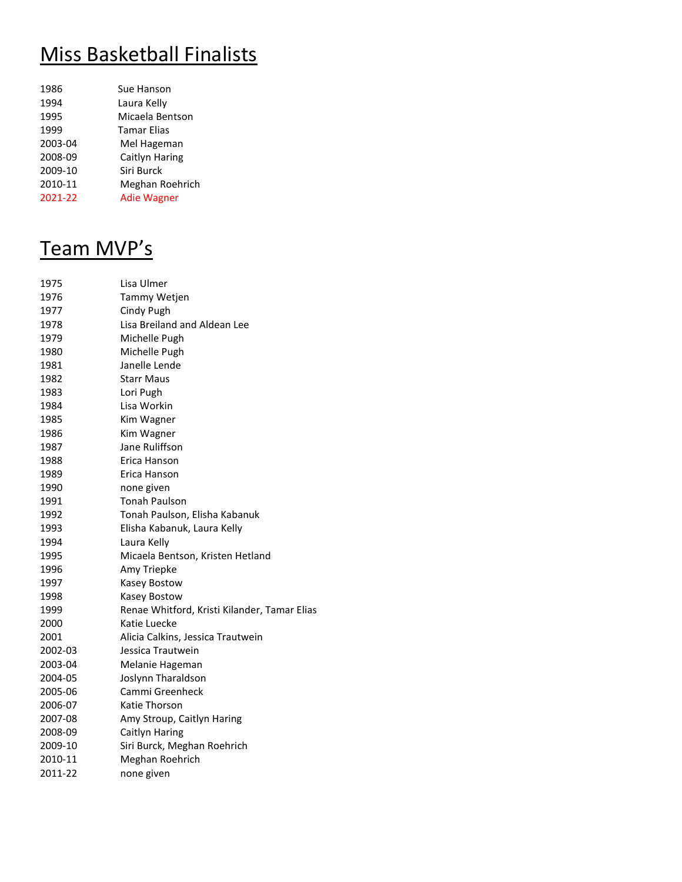# Miss Basketball Finalists

| | |
|---|---|
| 1986 | Sue Hanson |
| 1994 | Laura Kelly |
| 1995 | Micaela Bentson |
| 1999 | Tamar Elias |
| 2003-04 | Mel Hageman |
| 2008-09 | Caitlyn Haring |
| 2009-10 | Siri Burck |
| 2010-11 | Meghan Roehrich |
| 2021-22 | Adie Wagner |

# Team MVP's

| | |
|---|---|
| 1975 | Lisa Ulmer |
| 1976 | Tammy Wetjen |
| 1977 | Cindy Pugh |
| 1978 | Lisa Breiland and Aldean Lee |
| 1979 | Michelle Pugh |
| 1980 | Michelle Pugh |
| 1981 | Janelle Lende |
| 1982 | Starr Maus |
| 1983 | Lori Pugh |
| 1984 | Lisa Workin |
| 1985 | Kim Wagner |
| 1986 | Kim Wagner |
| 1987 | Jane Ruliffson |
| 1988 | Erica Hanson |
| 1989 | Erica Hanson |
| 1990 | none given |
| 1991 | Tonah Paulson |
| 1992 | Tonah Paulson, Elisha Kabanuk |
| 1993 | Elisha Kabanuk, Laura Kelly |
| 1994 | Laura Kelly |
| 1995 | Micaela Bentson, Kristen Hetland |
| 1996 | Amy Triepke |
| 1997 | Kasey Bostow |
| 1998 | Kasey Bostow |
| 1999 | Renae Whitford, Kristi Kilander, Tamar Elias |
| 2000 | Katie Luecke |
| 2001 | Alicia Calkins, Jessica Trautwein |
| 2002-03 | Jessica Trautwein |
| 2003-04 | Melanie Hageman |
| 2004-05 | Joslynn Tharaldson |
| 2005-06 | Cammi Greenheck |
| 2006-07 | Katie Thorson |
| 2007-08 | Amy Stroup, Caitlyn Haring |
| 2008-09 | Caitlyn Haring |
| 2009-10 | Siri Burck, Meghan Roehrich |
| 2010-11 | Meghan Roehrich |
| 2011-22 | none given |